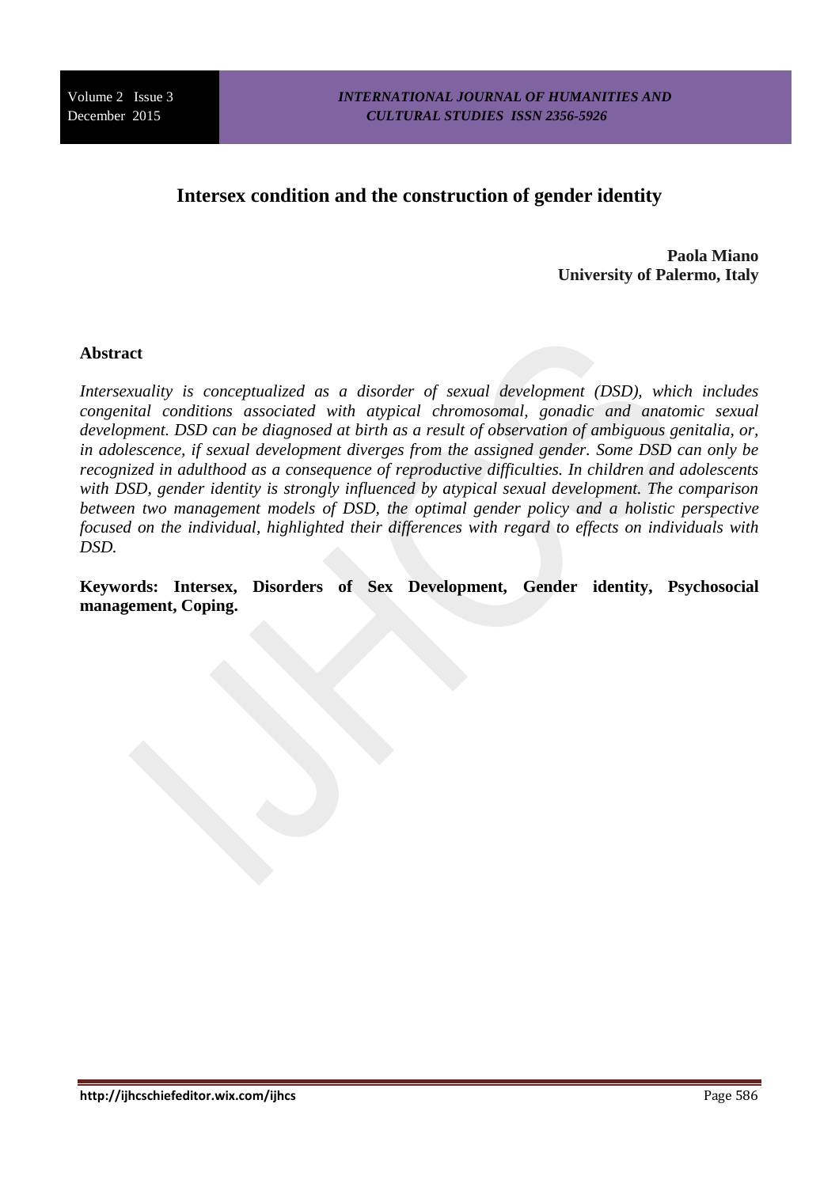# Intersex condition and the construction of gender identity

**Paola Miano**
**University of Palermo, Italy**

## Abstract

*Intersexuality is conceptualized as a disorder of sexual development (DSD), which includes congenital conditions associated with atypical chromosomal, gonadic and anatomic sexual development. DSD can be diagnosed at birth as a result of observation of ambiguous genitalia, or, in adolescence, if sexual development diverges from the assigned gender. Some DSD can only be recognized in adulthood as a consequence of reproductive difficulties. In children and adolescents with DSD, gender identity is strongly influenced by atypical sexual development. The comparison between two management models of DSD, the optimal gender policy and a holistic perspective focused on the individual, highlighted their differences with regard to effects on individuals with DSD.*

**Keywords: Intersex, Disorders of Sex Development, Gender identity, Psychosocial management, Coping.**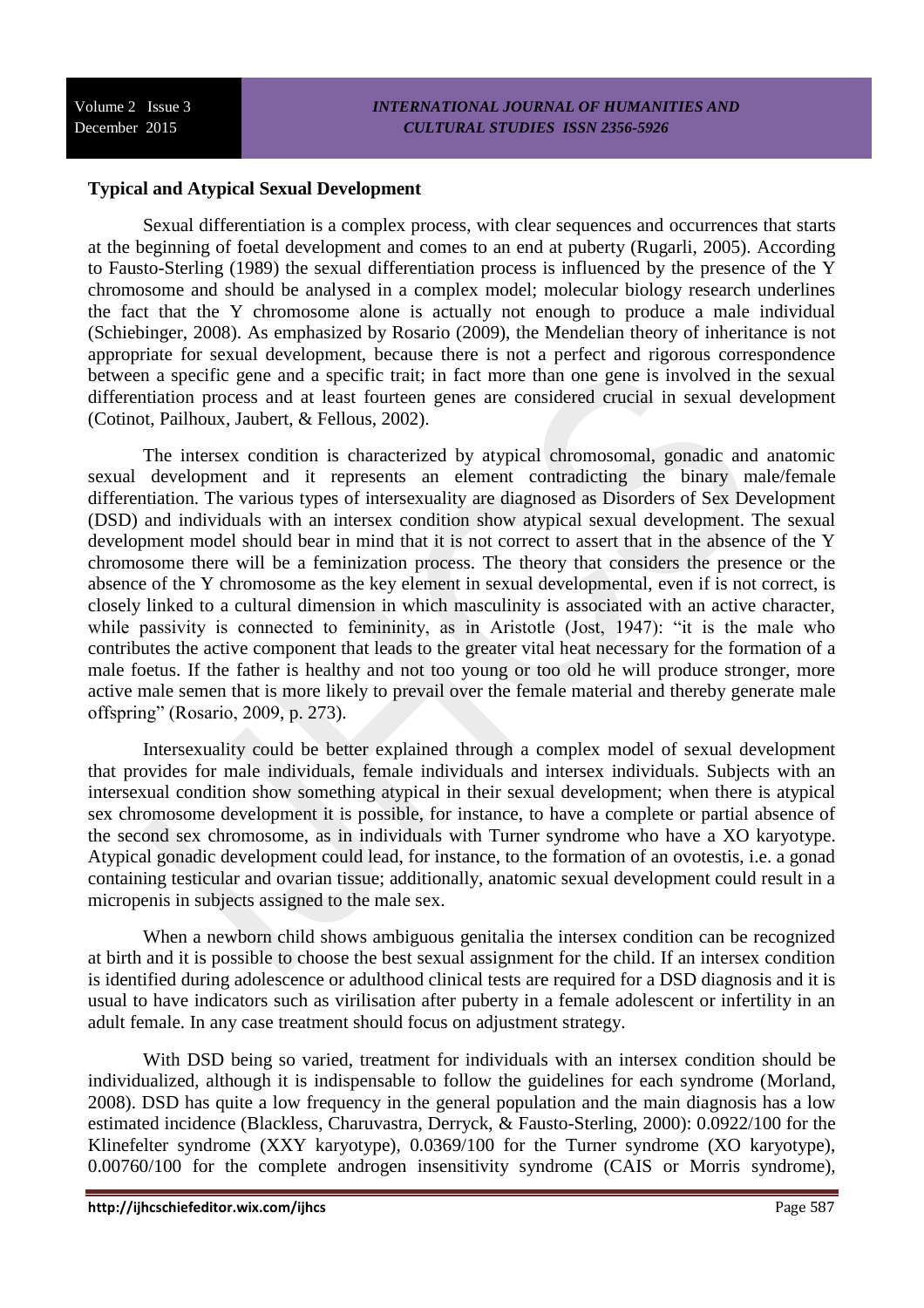**Typical and Atypical Sexual Development**

Sexual differentiation is a complex process, with clear sequences and occurrences that starts at the beginning of foetal development and comes to an end at puberty (Rugarli, 2005). According to Fausto-Sterling (1989) the sexual differentiation process is influenced by the presence of the Y chromosome and should be analysed in a complex model; molecular biology research underlines the fact that the Y chromosome alone is actually not enough to produce a male individual (Schiebinger, 2008). As emphasized by Rosario (2009), the Mendelian theory of inheritance is not appropriate for sexual development, because there is not a perfect and rigorous correspondence between a specific gene and a specific trait; in fact more than one gene is involved in the sexual differentiation process and at least fourteen genes are considered crucial in sexual development (Cotinot, Pailhoux, Jaubert, & Fellous, 2002).

The intersex condition is characterized by atypical chromosomal, gonadic and anatomic sexual development and it represents an element contradicting the binary male/female differentiation. The various types of intersexuality are diagnosed as Disorders of Sex Development (DSD) and individuals with an intersex condition show atypical sexual development. The sexual development model should bear in mind that it is not correct to assert that in the absence of the Y chromosome there will be a feminization process. The theory that considers the presence or the absence of the Y chromosome as the key element in sexual developmental, even if is not correct, is closely linked to a cultural dimension in which masculinity is associated with an active character, while passivity is connected to femininity, as in Aristotle (Jost, 1947): "it is the male who contributes the active component that leads to the greater vital heat necessary for the formation of a male foetus. If the father is healthy and not too young or too old he will produce stronger, more active male semen that is more likely to prevail over the female material and thereby generate male offspring" (Rosario, 2009, p. 273).

Intersexuality could be better explained through a complex model of sexual development that provides for male individuals, female individuals and intersex individuals. Subjects with an intersexual condition show something atypical in their sexual development; when there is atypical sex chromosome development it is possible, for instance, to have a complete or partial absence of the second sex chromosome, as in individuals with Turner syndrome who have a XO karyotype. Atypical gonadic development could lead, for instance, to the formation of an ovotestis, i.e. a gonad containing testicular and ovarian tissue; additionally, anatomic sexual development could result in a micropenis in subjects assigned to the male sex.

When a newborn child shows ambiguous genitalia the intersex condition can be recognized at birth and it is possible to choose the best sexual assignment for the child. If an intersex condition is identified during adolescence or adulthood clinical tests are required for a DSD diagnosis and it is usual to have indicators such as virilisation after puberty in a female adolescent or infertility in an adult female. In any case treatment should focus on adjustment strategy.

With DSD being so varied, treatment for individuals with an intersex condition should be individualized, although it is indispensable to follow the guidelines for each syndrome (Morland, 2008). DSD has quite a low frequency in the general population and the main diagnosis has a low estimated incidence (Blackless, Charuvastra, Derryck, & Fausto-Sterling, 2000): 0.0922/100 for the Klinefelter syndrome (XXY karyotype), 0.0369/100 for the Turner syndrome (XO karyotype), 0.00760/100 for the complete androgen insensitivity syndrome (CAIS or Morris syndrome),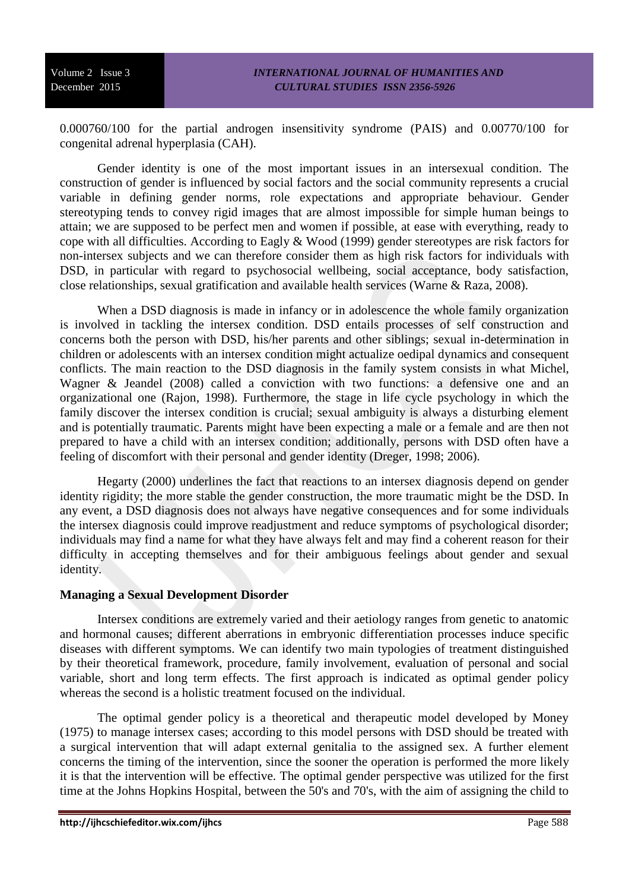0.000760/100 for the partial androgen insensitivity syndrome (PAIS) and 0.00770/100 for congenital adrenal hyperplasia (CAH).

Gender identity is one of the most important issues in an intersexual condition. The construction of gender is influenced by social factors and the social community represents a crucial variable in defining gender norms, role expectations and appropriate behaviour. Gender stereotyping tends to convey rigid images that are almost impossible for simple human beings to attain; we are supposed to be perfect men and women if possible, at ease with everything, ready to cope with all difficulties. According to Eagly & Wood (1999) gender stereotypes are risk factors for non-intersex subjects and we can therefore consider them as high risk factors for individuals with DSD, in particular with regard to psychosocial wellbeing, social acceptance, body satisfaction, close relationships, sexual gratification and available health services (Warne & Raza, 2008).

When a DSD diagnosis is made in infancy or in adolescence the whole family organization is involved in tackling the intersex condition. DSD entails processes of self construction and concerns both the person with DSD, his/her parents and other siblings; sexual in-determination in children or adolescents with an intersex condition might actualize oedipal dynamics and consequent conflicts. The main reaction to the DSD diagnosis in the family system consists in what Michel, Wagner & Jeandel (2008) called a conviction with two functions: a defensive one and an organizational one (Rajon, 1998). Furthermore, the stage in life cycle psychology in which the family discover the intersex condition is crucial; sexual ambiguity is always a disturbing element and is potentially traumatic. Parents might have been expecting a male or a female and are then not prepared to have a child with an intersex condition; additionally, persons with DSD often have a feeling of discomfort with their personal and gender identity (Dreger, 1998; 2006).

Hegarty (2000) underlines the fact that reactions to an intersex diagnosis depend on gender identity rigidity; the more stable the gender construction, the more traumatic might be the DSD. In any event, a DSD diagnosis does not always have negative consequences and for some individuals the intersex diagnosis could improve readjustment and reduce symptoms of psychological disorder; individuals may find a name for what they have always felt and may find a coherent reason for their difficulty in accepting themselves and for their ambiguous feelings about gender and sexual identity.

**Managing a Sexual Development Disorder**

Intersex conditions are extremely varied and their aetiology ranges from genetic to anatomic and hormonal causes; different aberrations in embryonic differentiation processes induce specific diseases with different symptoms. We can identify two main typologies of treatment distinguished by their theoretical framework, procedure, family involvement, evaluation of personal and social variable, short and long term effects. The first approach is indicated as optimal gender policy whereas the second is a holistic treatment focused on the individual.

The optimal gender policy is a theoretical and therapeutic model developed by Money (1975) to manage intersex cases; according to this model persons with DSD should be treated with a surgical intervention that will adapt external genitalia to the assigned sex. A further element concerns the timing of the intervention, since the sooner the operation is performed the more likely it is that the intervention will be effective. The optimal gender perspective was utilized for the first time at the Johns Hopkins Hospital, between the 50's and 70's, with the aim of assigning the child to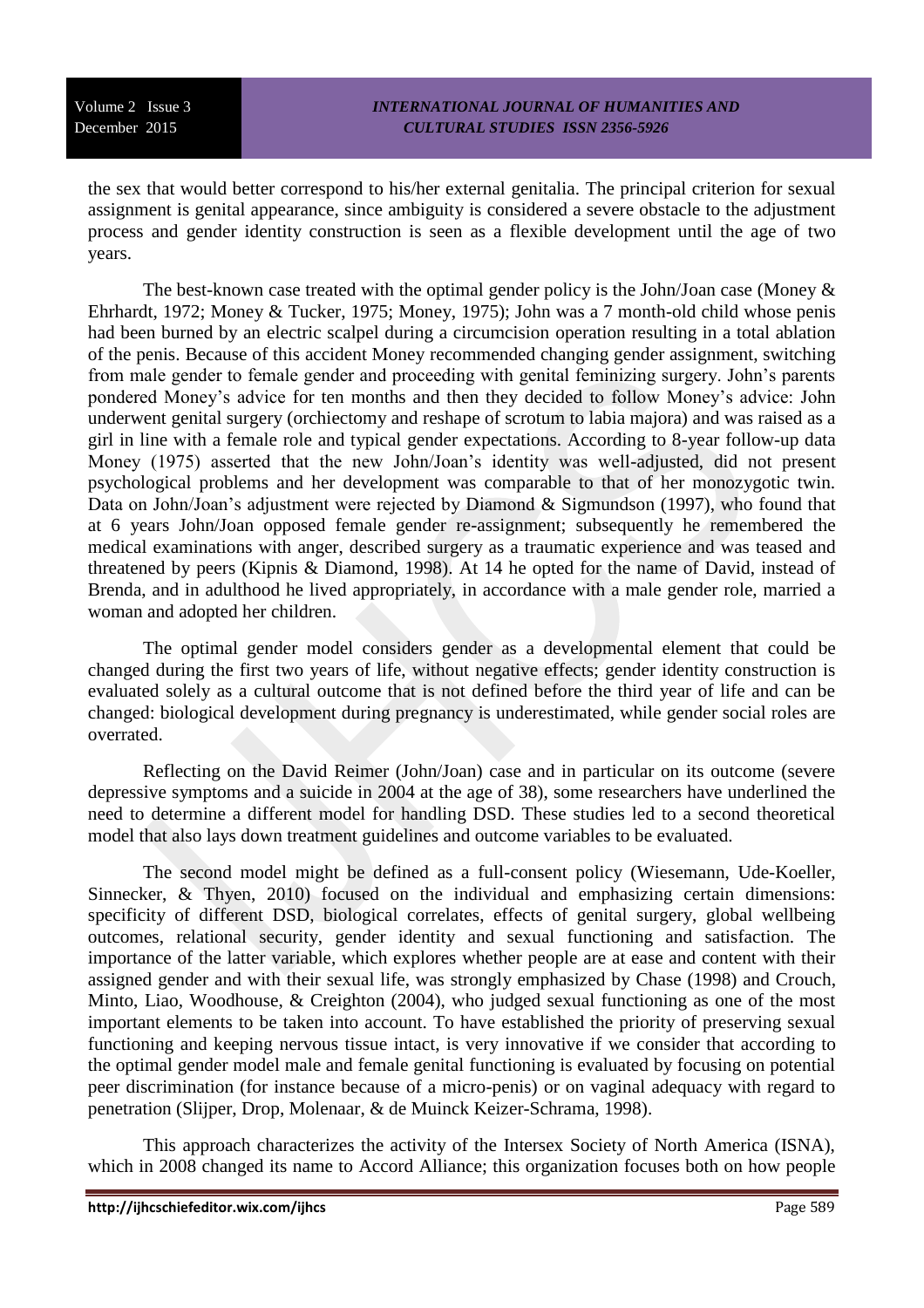the sex that would better correspond to his/her external genitalia. The principal criterion for sexual assignment is genital appearance, since ambiguity is considered a severe obstacle to the adjustment process and gender identity construction is seen as a flexible development until the age of two years.

The best-known case treated with the optimal gender policy is the John/Joan case (Money & Ehrhardt, 1972; Money & Tucker, 1975; Money, 1975); John was a 7 month-old child whose penis had been burned by an electric scalpel during a circumcision operation resulting in a total ablation of the penis. Because of this accident Money recommended changing gender assignment, switching from male gender to female gender and proceeding with genital feminizing surgery. John's parents pondered Money's advice for ten months and then they decided to follow Money's advice: John underwent genital surgery (orchiectomy and reshape of scrotum to labia majora) and was raised as a girl in line with a female role and typical gender expectations. According to 8-year follow-up data Money (1975) asserted that the new John/Joan's identity was well-adjusted, did not present psychological problems and her development was comparable to that of her monozygotic twin. Data on John/Joan's adjustment were rejected by Diamond & Sigmundson (1997), who found that at 6 years John/Joan opposed female gender re-assignment; subsequently he remembered the medical examinations with anger, described surgery as a traumatic experience and was teased and threatened by peers (Kipnis & Diamond, 1998). At 14 he opted for the name of David, instead of Brenda, and in adulthood he lived appropriately, in accordance with a male gender role, married a woman and adopted her children.

The optimal gender model considers gender as a developmental element that could be changed during the first two years of life, without negative effects; gender identity construction is evaluated solely as a cultural outcome that is not defined before the third year of life and can be changed: biological development during pregnancy is underestimated, while gender social roles are overrated.

Reflecting on the David Reimer (John/Joan) case and in particular on its outcome (severe depressive symptoms and a suicide in 2004 at the age of 38), some researchers have underlined the need to determine a different model for handling DSD. These studies led to a second theoretical model that also lays down treatment guidelines and outcome variables to be evaluated.

The second model might be defined as a full-consent policy (Wiesemann, Ude-Koeller, Sinnecker, & Thyen, 2010) focused on the individual and emphasizing certain dimensions: specificity of different DSD, biological correlates, effects of genital surgery, global wellbeing outcomes, relational security, gender identity and sexual functioning and satisfaction. The importance of the latter variable, which explores whether people are at ease and content with their assigned gender and with their sexual life, was strongly emphasized by Chase (1998) and Crouch, Minto, Liao, Woodhouse, & Creighton (2004), who judged sexual functioning as one of the most important elements to be taken into account. To have established the priority of preserving sexual functioning and keeping nervous tissue intact, is very innovative if we consider that according to the optimal gender model male and female genital functioning is evaluated by focusing on potential peer discrimination (for instance because of a micro-penis) or on vaginal adequacy with regard to penetration (Slijper, Drop, Molenaar, & de Muinck Keizer-Schrama, 1998).

This approach characterizes the activity of the Intersex Society of North America (ISNA), which in 2008 changed its name to Accord Alliance; this organization focuses both on how people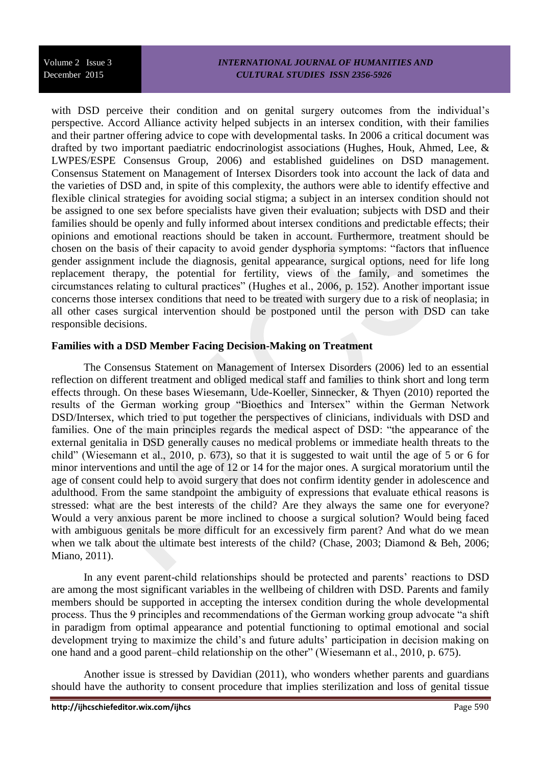with DSD perceive their condition and on genital surgery outcomes from the individual's perspective. Accord Alliance activity helped subjects in an intersex condition, with their families and their partner offering advice to cope with developmental tasks. In 2006 a critical document was drafted by two important paediatric endocrinologist associations (Hughes, Houk, Ahmed, Lee, & LWPES/ESPE Consensus Group, 2006) and established guidelines on DSD management. Consensus Statement on Management of Intersex Disorders took into account the lack of data and the varieties of DSD and, in spite of this complexity, the authors were able to identify effective and flexible clinical strategies for avoiding social stigma; a subject in an intersex condition should not be assigned to one sex before specialists have given their evaluation; subjects with DSD and their families should be openly and fully informed about intersex conditions and predictable effects; their opinions and emotional reactions should be taken in account. Furthermore, treatment should be chosen on the basis of their capacity to avoid gender dysphoria symptoms: "factors that influence gender assignment include the diagnosis, genital appearance, surgical options, need for life long replacement therapy, the potential for fertility, views of the family, and sometimes the circumstances relating to cultural practices" (Hughes et al., 2006, p. 152). Another important issue concerns those intersex conditions that need to be treated with surgery due to a risk of neoplasia; in all other cases surgical intervention should be postponed until the person with DSD can take responsible decisions.

**Families with a DSD Member Facing Decision-Making on Treatment**

The Consensus Statement on Management of Intersex Disorders (2006) led to an essential reflection on different treatment and obliged medical staff and families to think short and long term effects through. On these bases Wiesemann, Ude-Koeller, Sinnecker, & Thyen (2010) reported the results of the German working group "Bioethics and Intersex" within the German Network DSD/Intersex, which tried to put together the perspectives of clinicians, individuals with DSD and families. One of the main principles regards the medical aspect of DSD: "the appearance of the external genitalia in DSD generally causes no medical problems or immediate health threats to the child" (Wiesemann et al., 2010, p. 673), so that it is suggested to wait until the age of 5 or 6 for minor interventions and until the age of 12 or 14 for the major ones. A surgical moratorium until the age of consent could help to avoid surgery that does not confirm identity gender in adolescence and adulthood. From the same standpoint the ambiguity of expressions that evaluate ethical reasons is stressed: what are the best interests of the child? Are they always the same one for everyone? Would a very anxious parent be more inclined to choose a surgical solution? Would being faced with ambiguous genitals be more difficult for an excessively firm parent? And what do we mean when we talk about the ultimate best interests of the child? (Chase, 2003; Diamond & Beh, 2006; Miano, 2011).

In any event parent-child relationships should be protected and parents' reactions to DSD are among the most significant variables in the wellbeing of children with DSD. Parents and family members should be supported in accepting the intersex condition during the whole developmental process. Thus the 9 principles and recommendations of the German working group advocate "a shift in paradigm from optimal appearance and potential functioning to optimal emotional and social development trying to maximize the child's and future adults' participation in decision making on one hand and a good parent–child relationship on the other" (Wiesemann et al., 2010, p. 675).

Another issue is stressed by Davidian (2011), who wonders whether parents and guardians should have the authority to consent procedure that implies sterilization and loss of genital tissue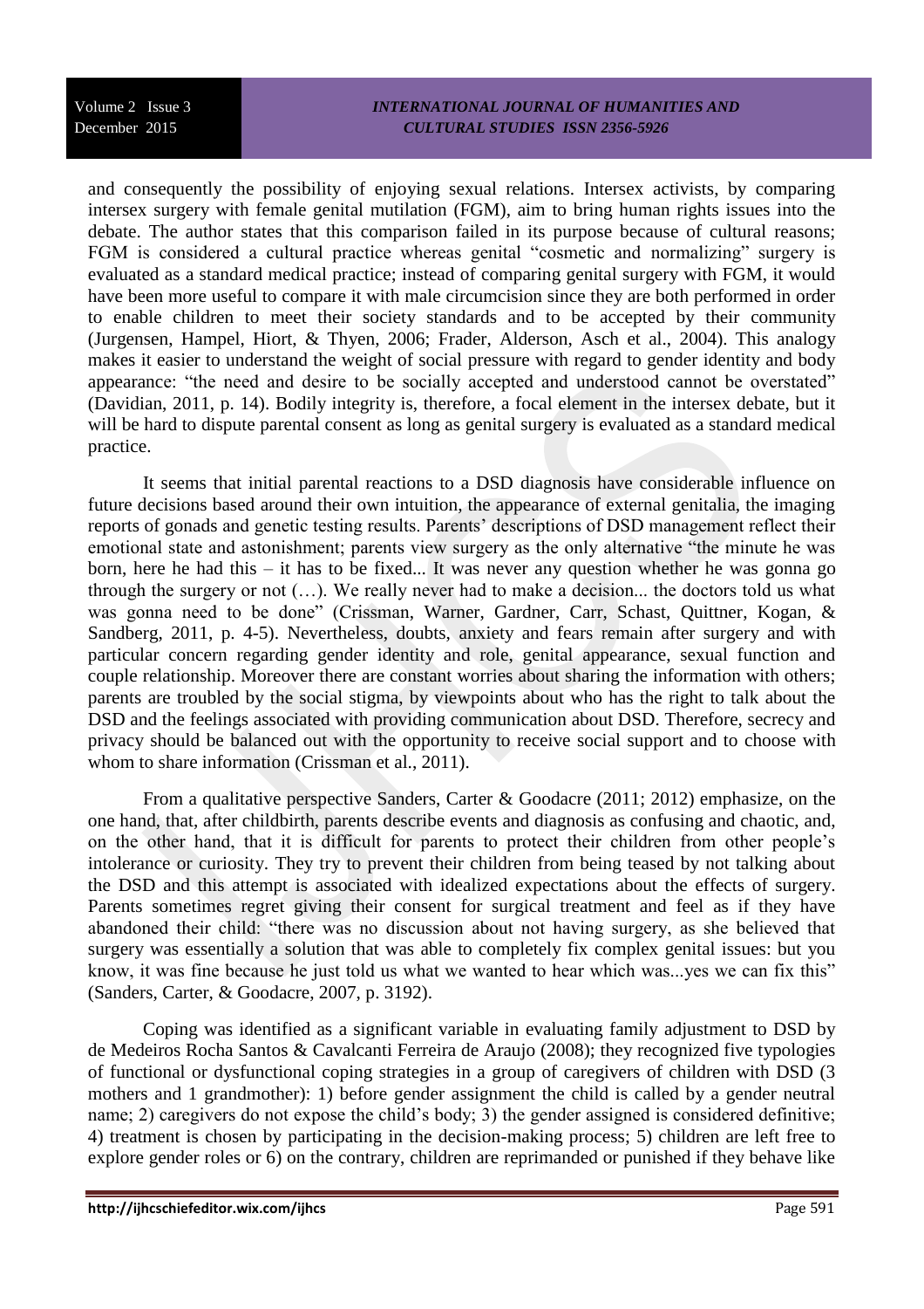and consequently the possibility of enjoying sexual relations. Intersex activists, by comparing intersex surgery with female genital mutilation (FGM), aim to bring human rights issues into the debate. The author states that this comparison failed in its purpose because of cultural reasons; FGM is considered a cultural practice whereas genital "cosmetic and normalizing" surgery is evaluated as a standard medical practice; instead of comparing genital surgery with FGM, it would have been more useful to compare it with male circumcision since they are both performed in order to enable children to meet their society standards and to be accepted by their community (Jurgensen, Hampel, Hiort, & Thyen, 2006; Frader, Alderson, Asch et al., 2004). This analogy makes it easier to understand the weight of social pressure with regard to gender identity and body appearance: "the need and desire to be socially accepted and understood cannot be overstated" (Davidian, 2011, p. 14). Bodily integrity is, therefore, a focal element in the intersex debate, but it will be hard to dispute parental consent as long as genital surgery is evaluated as a standard medical practice.

It seems that initial parental reactions to a DSD diagnosis have considerable influence on future decisions based around their own intuition, the appearance of external genitalia, the imaging reports of gonads and genetic testing results. Parents' descriptions of DSD management reflect their emotional state and astonishment; parents view surgery as the only alternative "the minute he was born, here he had this – it has to be fixed... It was never any question whether he was gonna go through the surgery or not (…). We really never had to make a decision... the doctors told us what was gonna need to be done" (Crissman, Warner, Gardner, Carr, Schast, Quittner, Kogan, & Sandberg, 2011, p. 4-5). Nevertheless, doubts, anxiety and fears remain after surgery and with particular concern regarding gender identity and role, genital appearance, sexual function and couple relationship. Moreover there are constant worries about sharing the information with others; parents are troubled by the social stigma, by viewpoints about who has the right to talk about the DSD and the feelings associated with providing communication about DSD. Therefore, secrecy and privacy should be balanced out with the opportunity to receive social support and to choose with whom to share information (Crissman et al., 2011).

From a qualitative perspective Sanders, Carter & Goodacre (2011; 2012) emphasize, on the one hand, that, after childbirth, parents describe events and diagnosis as confusing and chaotic, and, on the other hand, that it is difficult for parents to protect their children from other people's intolerance or curiosity. They try to prevent their children from being teased by not talking about the DSD and this attempt is associated with idealized expectations about the effects of surgery. Parents sometimes regret giving their consent for surgical treatment and feel as if they have abandoned their child: "there was no discussion about not having surgery, as she believed that surgery was essentially a solution that was able to completely fix complex genital issues: but you know, it was fine because he just told us what we wanted to hear which was...yes we can fix this" (Sanders, Carter, & Goodacre, 2007, p. 3192).

Coping was identified as a significant variable in evaluating family adjustment to DSD by de Medeiros Rocha Santos & Cavalcanti Ferreira de Araujo (2008); they recognized five typologies of functional or dysfunctional coping strategies in a group of caregivers of children with DSD (3 mothers and 1 grandmother): 1) before gender assignment the child is called by a gender neutral name; 2) caregivers do not expose the child's body; 3) the gender assigned is considered definitive; 4) treatment is chosen by participating in the decision-making process; 5) children are left free to explore gender roles or 6) on the contrary, children are reprimanded or punished if they behave like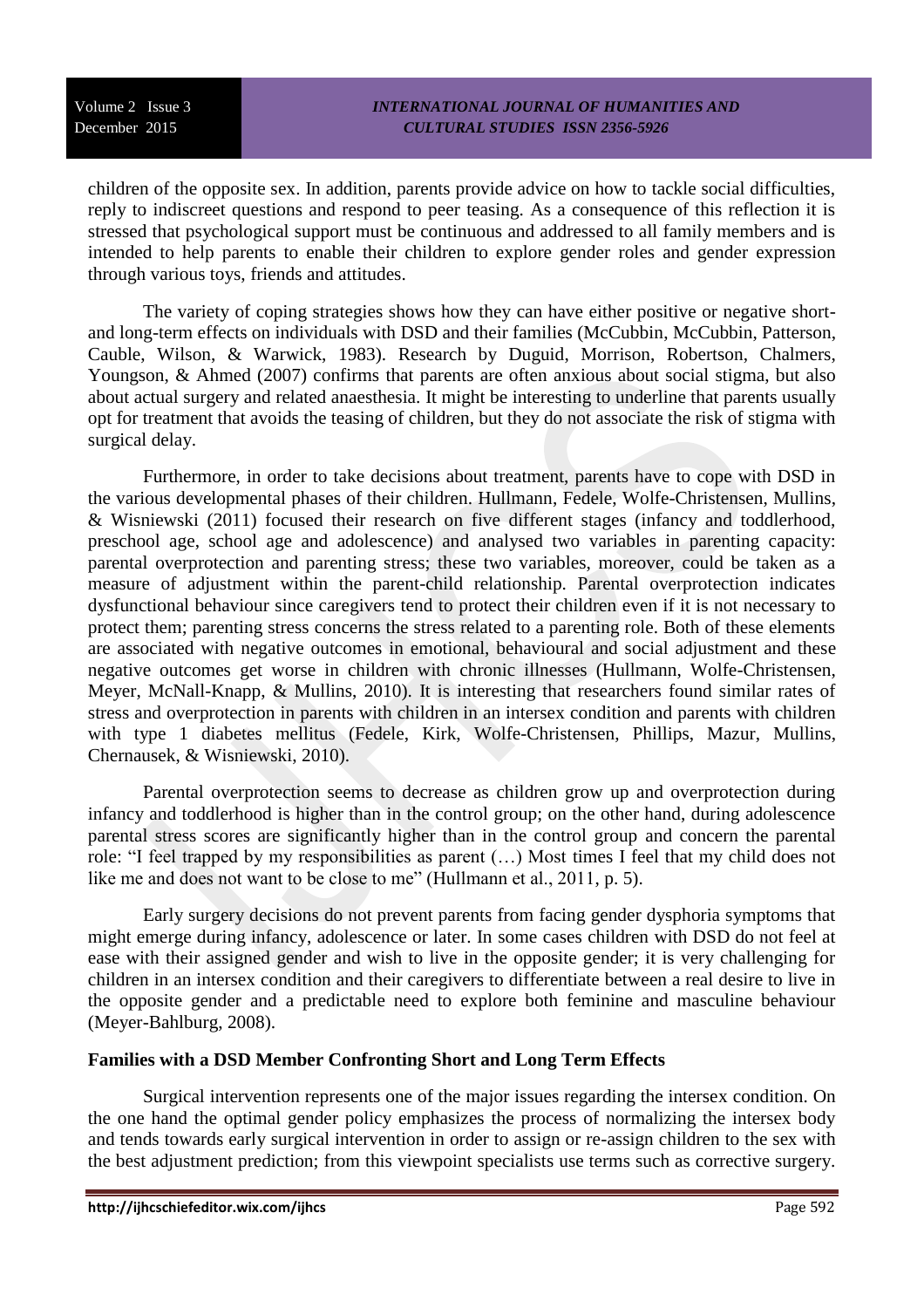children of the opposite sex. In addition, parents provide advice on how to tackle social difficulties, reply to indiscreet questions and respond to peer teasing. As a consequence of this reflection it is stressed that psychological support must be continuous and addressed to all family members and is intended to help parents to enable their children to explore gender roles and gender expression through various toys, friends and attitudes.

The variety of coping strategies shows how they can have either positive or negative short- and long-term effects on individuals with DSD and their families (McCubbin, McCubbin, Patterson, Cauble, Wilson, & Warwick, 1983). Research by Duguid, Morrison, Robertson, Chalmers, Youngson, & Ahmed (2007) confirms that parents are often anxious about social stigma, but also about actual surgery and related anaesthesia. It might be interesting to underline that parents usually opt for treatment that avoids the teasing of children, but they do not associate the risk of stigma with surgical delay.

Furthermore, in order to take decisions about treatment, parents have to cope with DSD in the various developmental phases of their children. Hullmann, Fedele, Wolfe-Christensen, Mullins, & Wisniewski (2011) focused their research on five different stages (infancy and toddlerhood, preschool age, school age and adolescence) and analysed two variables in parenting capacity: parental overprotection and parenting stress; these two variables, moreover, could be taken as a measure of adjustment within the parent-child relationship. Parental overprotection indicates dysfunctional behaviour since caregivers tend to protect their children even if it is not necessary to protect them; parenting stress concerns the stress related to a parenting role. Both of these elements are associated with negative outcomes in emotional, behavioural and social adjustment and these negative outcomes get worse in children with chronic illnesses (Hullmann, Wolfe-Christensen, Meyer, McNall-Knapp, & Mullins, 2010). It is interesting that researchers found similar rates of stress and overprotection in parents with children in an intersex condition and parents with children with type 1 diabetes mellitus (Fedele, Kirk, Wolfe-Christensen, Phillips, Mazur, Mullins, Chernausek, & Wisniewski, 2010).

Parental overprotection seems to decrease as children grow up and overprotection during infancy and toddlerhood is higher than in the control group; on the other hand, during adolescence parental stress scores are significantly higher than in the control group and concern the parental role: "I feel trapped by my responsibilities as parent (…) Most times I feel that my child does not like me and does not want to be close to me" (Hullmann et al., 2011, p. 5).

Early surgery decisions do not prevent parents from facing gender dysphoria symptoms that might emerge during infancy, adolescence or later. In some cases children with DSD do not feel at ease with their assigned gender and wish to live in the opposite gender; it is very challenging for children in an intersex condition and their caregivers to differentiate between a real desire to live in the opposite gender and a predictable need to explore both feminine and masculine behaviour (Meyer-Bahlburg, 2008).

## Families with a DSD Member Confronting Short and Long Term Effects

Surgical intervention represents one of the major issues regarding the intersex condition. On the one hand the optimal gender policy emphasizes the process of normalizing the intersex body and tends towards early surgical intervention in order to assign or re-assign children to the sex with the best adjustment prediction; from this viewpoint specialists use terms such as corrective surgery.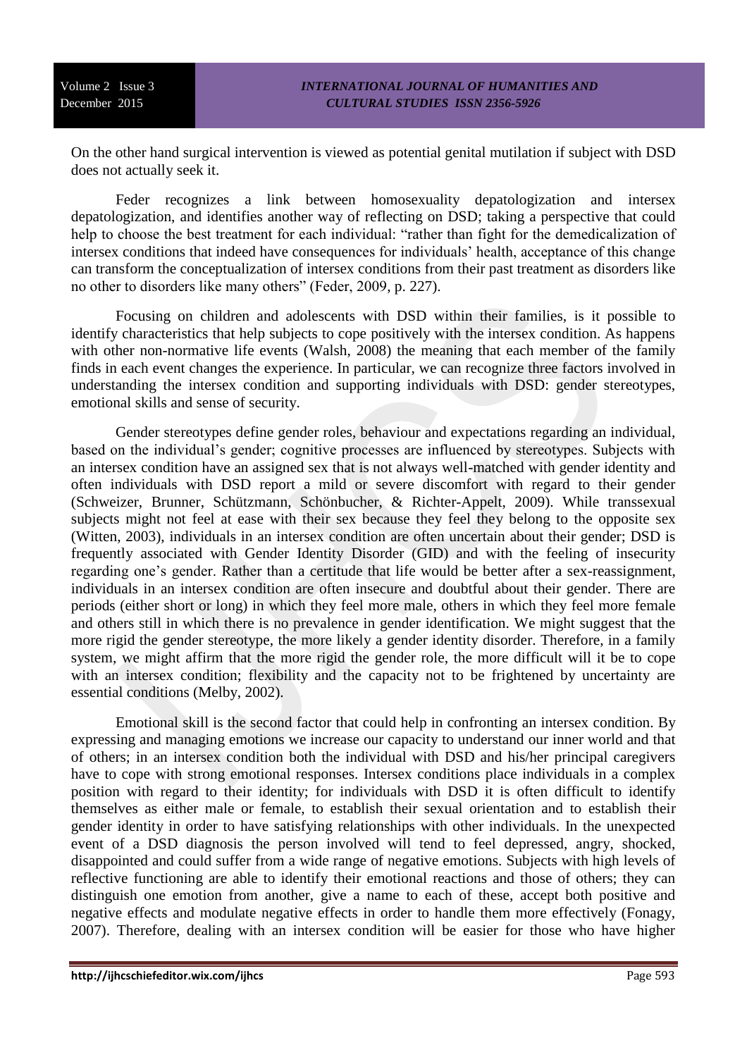On the other hand surgical intervention is viewed as potential genital mutilation if subject with DSD does not actually seek it.

Feder recognizes a link between homosexuality depatologization and intersex depatologization, and identifies another way of reflecting on DSD; taking a perspective that could help to choose the best treatment for each individual: "rather than fight for the demedicalization of intersex conditions that indeed have consequences for individuals' health, acceptance of this change can transform the conceptualization of intersex conditions from their past treatment as disorders like no other to disorders like many others" (Feder, 2009, p. 227).

Focusing on children and adolescents with DSD within their families, is it possible to identify characteristics that help subjects to cope positively with the intersex condition. As happens with other non-normative life events (Walsh, 2008) the meaning that each member of the family finds in each event changes the experience. In particular, we can recognize three factors involved in understanding the intersex condition and supporting individuals with DSD: gender stereotypes, emotional skills and sense of security.

Gender stereotypes define gender roles, behaviour and expectations regarding an individual, based on the individual's gender; cognitive processes are influenced by stereotypes. Subjects with an intersex condition have an assigned sex that is not always well-matched with gender identity and often individuals with DSD report a mild or severe discomfort with regard to their gender (Schweizer, Brunner, Schützmann, Schönbucher, & Richter-Appelt, 2009). While transsexual subjects might not feel at ease with their sex because they feel they belong to the opposite sex (Witten, 2003), individuals in an intersex condition are often uncertain about their gender; DSD is frequently associated with Gender Identity Disorder (GID) and with the feeling of insecurity regarding one's gender. Rather than a certitude that life would be better after a sex-reassignment, individuals in an intersex condition are often insecure and doubtful about their gender. There are periods (either short or long) in which they feel more male, others in which they feel more female and others still in which there is no prevalence in gender identification. We might suggest that the more rigid the gender stereotype, the more likely a gender identity disorder. Therefore, in a family system, we might affirm that the more rigid the gender role, the more difficult will it be to cope with an intersex condition; flexibility and the capacity not to be frightened by uncertainty are essential conditions (Melby, 2002).

Emotional skill is the second factor that could help in confronting an intersex condition. By expressing and managing emotions we increase our capacity to understand our inner world and that of others; in an intersex condition both the individual with DSD and his/her principal caregivers have to cope with strong emotional responses. Intersex conditions place individuals in a complex position with regard to their identity; for individuals with DSD it is often difficult to identify themselves as either male or female, to establish their sexual orientation and to establish their gender identity in order to have satisfying relationships with other individuals. In the unexpected event of a DSD diagnosis the person involved will tend to feel depressed, angry, shocked, disappointed and could suffer from a wide range of negative emotions. Subjects with high levels of reflective functioning are able to identify their emotional reactions and those of others; they can distinguish one emotion from another, give a name to each of these, accept both positive and negative effects and modulate negative effects in order to handle them more effectively (Fonagy, 2007). Therefore, dealing with an intersex condition will be easier for those who have higher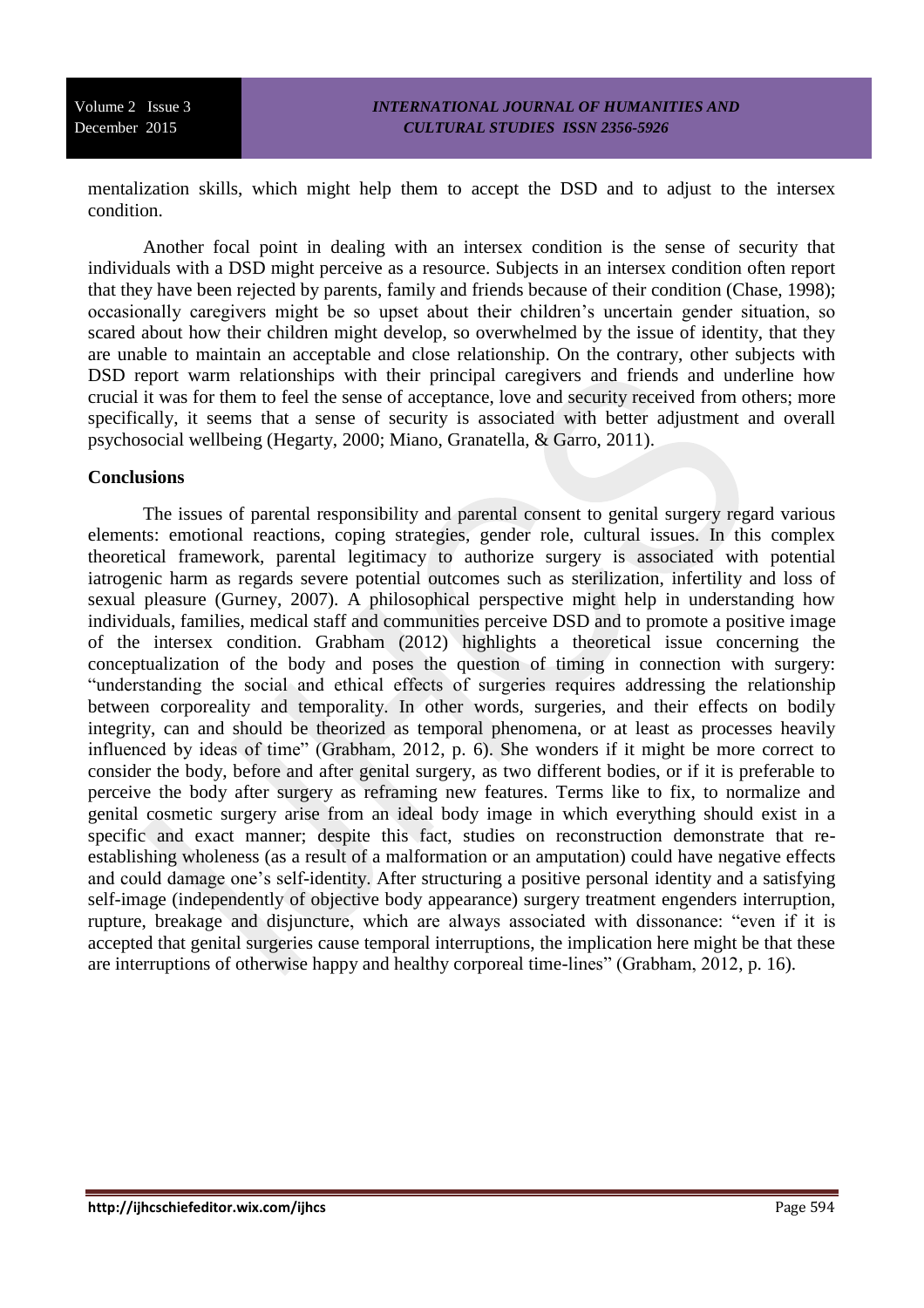mentalization skills, which might help them to accept the DSD and to adjust to the intersex condition.

Another focal point in dealing with an intersex condition is the sense of security that individuals with a DSD might perceive as a resource. Subjects in an intersex condition often report that they have been rejected by parents, family and friends because of their condition (Chase, 1998); occasionally caregivers might be so upset about their children's uncertain gender situation, so scared about how their children might develop, so overwhelmed by the issue of identity, that they are unable to maintain an acceptable and close relationship. On the contrary, other subjects with DSD report warm relationships with their principal caregivers and friends and underline how crucial it was for them to feel the sense of acceptance, love and security received from others; more specifically, it seems that a sense of security is associated with better adjustment and overall psychosocial wellbeing (Hegarty, 2000; Miano, Granatella, & Garro, 2011).

## Conclusions

The issues of parental responsibility and parental consent to genital surgery regard various elements: emotional reactions, coping strategies, gender role, cultural issues. In this complex theoretical framework, parental legitimacy to authorize surgery is associated with potential iatrogenic harm as regards severe potential outcomes such as sterilization, infertility and loss of sexual pleasure (Gurney, 2007). A philosophical perspective might help in understanding how individuals, families, medical staff and communities perceive DSD and to promote a positive image of the intersex condition. Grabham (2012) highlights a theoretical issue concerning the conceptualization of the body and poses the question of timing in connection with surgery: "understanding the social and ethical effects of surgeries requires addressing the relationship between corporeality and temporality. In other words, surgeries, and their effects on bodily integrity, can and should be theorized as temporal phenomena, or at least as processes heavily influenced by ideas of time" (Grabham, 2012, p. 6). She wonders if it might be more correct to consider the body, before and after genital surgery, as two different bodies, or if it is preferable to perceive the body after surgery as reframing new features. Terms like to fix, to normalize and genital cosmetic surgery arise from an ideal body image in which everything should exist in a specific and exact manner; despite this fact, studies on reconstruction demonstrate that re-establishing wholeness (as a result of a malformation or an amputation) could have negative effects and could damage one's self-identity. After structuring a positive personal identity and a satisfying self-image (independently of objective body appearance) surgery treatment engenders interruption, rupture, breakage and disjuncture, which are always associated with dissonance: "even if it is accepted that genital surgeries cause temporal interruptions, the implication here might be that these are interruptions of otherwise happy and healthy corporeal time-lines" (Grabham, 2012, p. 16).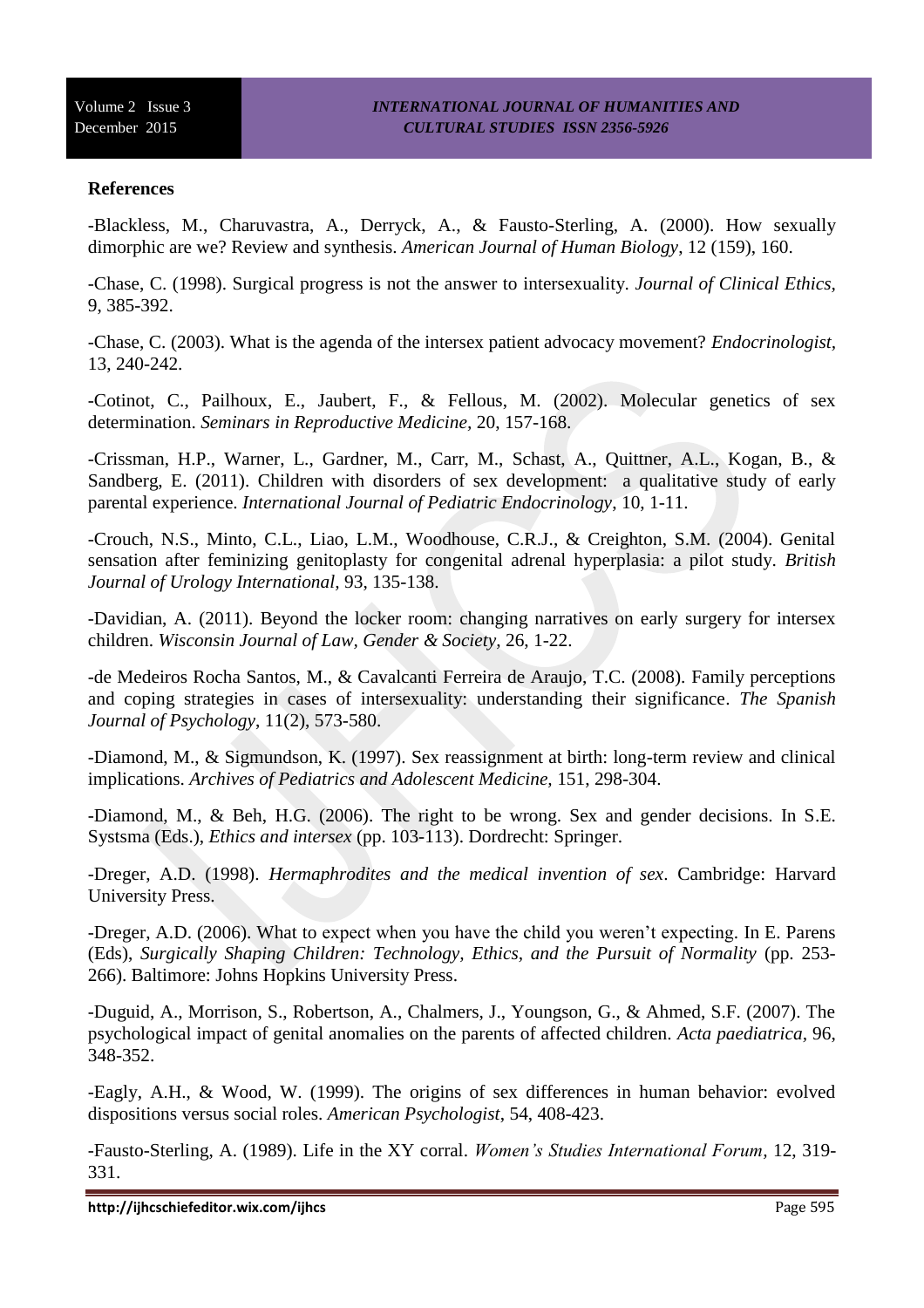**References**

-Blackless, M., Charuvastra, A., Derryck, A., & Fausto-Sterling, A. (2000). How sexually dimorphic are we? Review and synthesis. *American Journal of Human Biology*, 12 (159), 160.

-Chase, C. (1998). Surgical progress is not the answer to intersexuality. *Journal of Clinical Ethics*, 9, 385-392.

-Chase, C. (2003). What is the agenda of the intersex patient advocacy movement? *Endocrinologist*, 13, 240-242.

-Cotinot, C., Pailhoux, E., Jaubert, F., & Fellous, M. (2002). Molecular genetics of sex determination. *Seminars in Reproductive Medicine*, 20, 157-168.

-Crissman, H.P., Warner, L., Gardner, M., Carr, M., Schast, A., Quittner, A.L., Kogan, B., & Sandberg, E. (2011). Children with disorders of sex development: a qualitative study of early parental experience. *International Journal of Pediatric Endocrinology*, 10, 1-11.

-Crouch, N.S., Minto, C.L., Liao, L.M., Woodhouse, C.R.J., & Creighton, S.M. (2004). Genital sensation after feminizing genitoplasty for congenital adrenal hyperplasia: a pilot study. *British Journal of Urology International*, 93, 135-138.

-Davidian, A. (2011). Beyond the locker room: changing narratives on early surgery for intersex children. *Wisconsin Journal of Law, Gender & Society*, 26, 1-22.

-de Medeiros Rocha Santos, M., & Cavalcanti Ferreira de Araujo, T.C. (2008). Family perceptions and coping strategies in cases of intersexuality: understanding their significance. *The Spanish Journal of Psychology*, 11(2), 573-580.

-Diamond, M., & Sigmundson, K. (1997). Sex reassignment at birth: long-term review and clinical implications. *Archives of Pediatrics and Adolescent Medicine*, 151, 298-304.

-Diamond, M., & Beh, H.G. (2006). The right to be wrong. Sex and gender decisions. In S.E. Systsma (Eds.), *Ethics and intersex* (pp. 103-113). Dordrecht: Springer.

-Dreger, A.D. (1998). *Hermaphrodites and the medical invention of sex*. Cambridge: Harvard University Press.

-Dreger, A.D. (2006). What to expect when you have the child you weren't expecting. In E. Parens (Eds), *Surgically Shaping Children: Technology, Ethics, and the Pursuit of Normality* (pp. 253-266). Baltimore: Johns Hopkins University Press.

-Duguid, A., Morrison, S., Robertson, A., Chalmers, J., Youngson, G., & Ahmed, S.F. (2007). The psychological impact of genital anomalies on the parents of affected children. *Acta paediatrica*, 96, 348-352.

-Eagly, A.H., & Wood, W. (1999). The origins of sex differences in human behavior: evolved dispositions versus social roles. *American Psychologist*, 54, 408-423.

-Fausto-Sterling, A. (1989). Life in the XY corral. *Women's Studies International Forum*, 12, 319-331.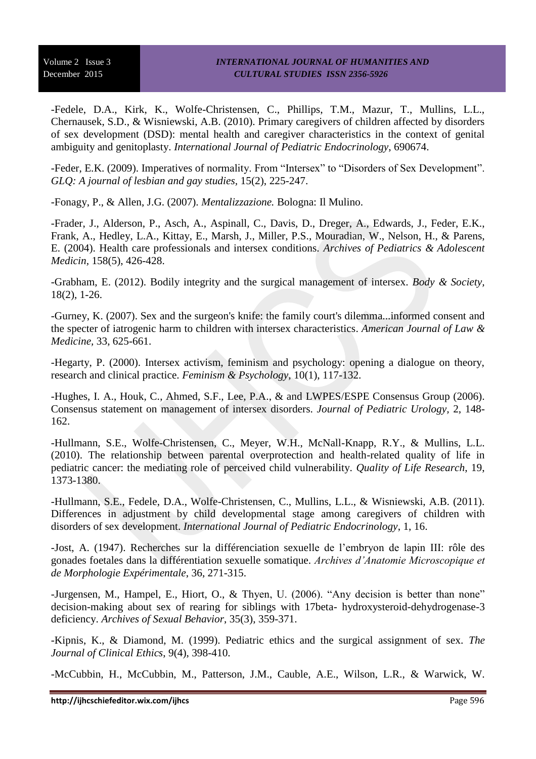-Fedele, D.A., Kirk, K., Wolfe-Christensen, C., Phillips, T.M., Mazur, T., Mullins, L.L., Chernausek, S.D., & Wisniewski, A.B. (2010). Primary caregivers of children affected by disorders of sex development (DSD): mental health and caregiver characteristics in the context of genital ambiguity and genitoplasty. *International Journal of Pediatric Endocrinology*, 690674.

-Feder, E.K. (2009). Imperatives of normality. From "Intersex" to "Disorders of Sex Development". *GLQ: A journal of lesbian and gay studies*, 15(2), 225-247.

-Fonagy, P., & Allen, J.G. (2007). *Mentalizzazione.* Bologna: Il Mulino.

-Frader, J., Alderson, P., Asch, A., Aspinall, C., Davis, D., Dreger, A., Edwards, J., Feder, E.K., Frank, A., Hedley, L.A., Kittay, E., Marsh, J., Miller, P.S., Mouradian, W., Nelson, H., & Parens, E. (2004). Health care professionals and intersex conditions. *Archives of Pediatrics & Adolescent Medicin*, 158(5), 426-428.

-Grabham, E. (2012). Bodily integrity and the surgical management of intersex. *Body & Society,* 18(2), 1-26.

-Gurney, K. (2007). Sex and the surgeon's knife: the family court's dilemma...informed consent and the specter of iatrogenic harm to children with intersex characteristics. *American Journal of Law & Medicine*, 33, 625-661.

-Hegarty, P. (2000). Intersex activism, feminism and psychology: opening a dialogue on theory, research and clinical practice. *Feminism & Psychology*, 10(1), 117-132.

-Hughes, I. A., Houk, C., Ahmed, S.F., Lee, P.A., & and LWPES/ESPE Consensus Group (2006). Consensus statement on management of intersex disorders. *Journal of Pediatric Urology,* 2, 148-162.

-Hullmann, S.E., Wolfe-Christensen, C., Meyer, W.H., McNall-Knapp, R.Y., & Mullins, L.L. (2010). The relationship between parental overprotection and health-related quality of life in pediatric cancer: the mediating role of perceived child vulnerability. *Quality of Life Research*, 19, 1373-1380.

-Hullmann, S.E., Fedele, D.A., Wolfe-Christensen, C., Mullins, L.L., & Wisniewski, A.B. (2011). Differences in adjustment by child developmental stage among caregivers of children with disorders of sex development. *International Journal of Pediatric Endocrinology*, 1, 16.

-Jost, A. (1947). Recherches sur la différenciation sexuelle de l'embryon de lapin III: rôle des gonades foetales dans la différentiation sexuelle somatique. *Archives d'Anatomie Microscopique et de Morphologie Expérimentale*, 36, 271-315.

-Jurgensen, M., Hampel, E., Hiort, O., & Thyen, U. (2006). "Any decision is better than none" decision-making about sex of rearing for siblings with 17beta- hydroxysteroid-dehydrogenase-3 deficiency. *Archives of Sexual Behavior*, 35(3), 359-371.

-Kipnis, K., & Diamond, M. (1999). Pediatric ethics and the surgical assignment of sex. *The Journal of Clinical Ethics*, 9(4), 398-410.

-McCubbin, H., McCubbin, M., Patterson, J.M., Cauble, A.E., Wilson, L.R., & Warwick, W.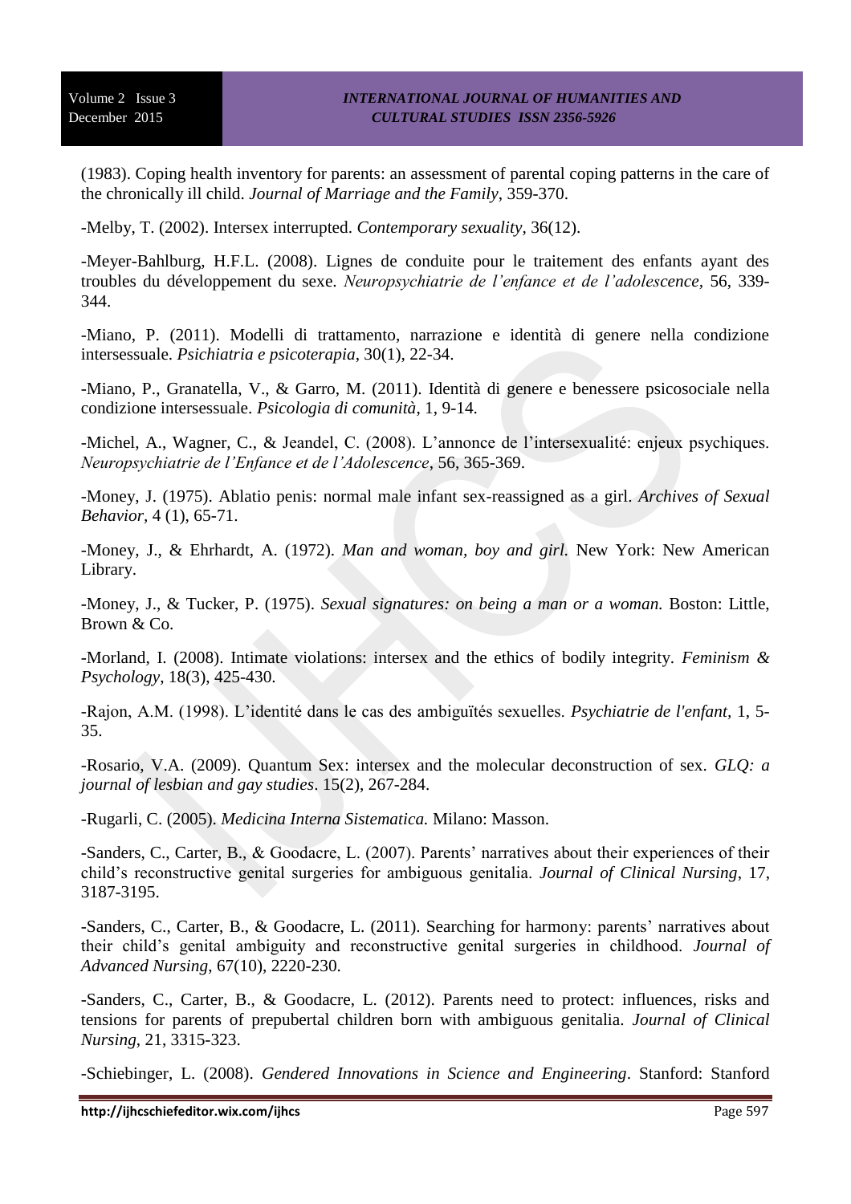(1983). Coping health inventory for parents: an assessment of parental coping patterns in the care of the chronically ill child. *Journal of Marriage and the Family*, 359-370.

-Melby, T. (2002). Intersex interrupted. *Contemporary sexuality*, 36(12).

-Meyer-Bahlburg, H.F.L. (2008). Lignes de conduite pour le traitement des enfants ayant des troubles du développement du sexe. *Neuropsychiatrie de l'enfance et de l'adolescence*, 56, 339-344.

-Miano, P. (2011). Modelli di trattamento, narrazione e identità di genere nella condizione intersessuale. *Psichiatria e psicoterapia*, 30(1), 22-34.

-Miano, P., Granatella, V., & Garro, M. (2011). Identità di genere e benessere psicosociale nella condizione intersessuale. *Psicologia di comunità*, 1, 9-14.

-Michel, A., Wagner, C., & Jeandel, C. (2008). L'annonce de l'intersexualité: enjeux psychiques. *Neuropsychiatrie de l'Enfance et de l'Adolescence*, 56, 365-369.

-Money, J. (1975). Ablatio penis: normal male infant sex-reassigned as a girl. *Archives of Sexual Behavior*, 4 (1), 65-71.

-Money, J., & Ehrhardt, A. (1972). *Man and woman, boy and girl*. New York: New American Library.

-Money, J., & Tucker, P. (1975). *Sexual signatures: on being a man or a woman*. Boston: Little, Brown & Co.

-Morland, I. (2008). Intimate violations: intersex and the ethics of bodily integrity. *Feminism & Psychology*, 18(3), 425-430.

-Rajon, A.M. (1998). L'identité dans le cas des ambiguïtés sexuelles. *Psychiatrie de l'enfant*, 1, 5-35.

-Rosario, V.A. (2009). Quantum Sex: intersex and the molecular deconstruction of sex. *GLQ: a journal of lesbian and gay studies*. 15(2), 267-284.

-Rugarli, C. (2005). *Medicina Interna Sistematica.* Milano: Masson.

-Sanders, C., Carter, B., & Goodacre, L. (2007). Parents' narratives about their experiences of their child's reconstructive genital surgeries for ambiguous genitalia. *Journal of Clinical Nursing*, 17, 3187-3195.

-Sanders, C., Carter, B., & Goodacre, L. (2011). Searching for harmony: parents' narratives about their child's genital ambiguity and reconstructive genital surgeries in childhood. *Journal of Advanced Nursing*, 67(10), 2220-230.

-Sanders, C., Carter, B., & Goodacre, L. (2012). Parents need to protect: influences, risks and tensions for parents of prepubertal children born with ambiguous genitalia. *Journal of Clinical Nursing*, 21, 3315-323.

-Schiebinger, L. (2008). *Gendered Innovations in Science and Engineering*. Stanford: Stanford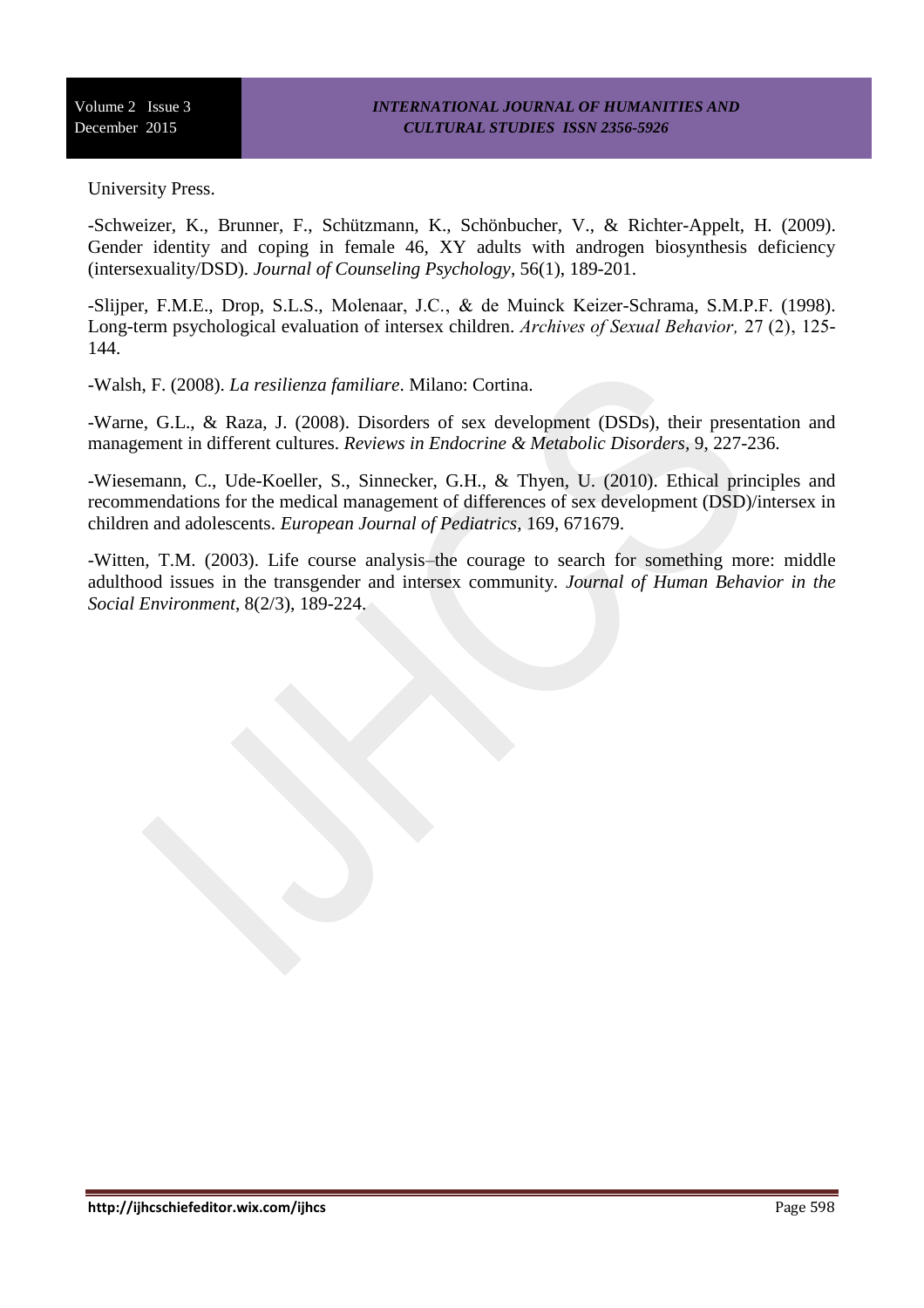University Press.

-Schweizer, K., Brunner, F., Schützmann, K., Schönbucher, V., & Richter-Appelt, H. (2009). Gender identity and coping in female 46, XY adults with androgen biosynthesis deficiency (intersexuality/DSD). *Journal of Counseling Psychology*, 56(1), 189-201.

-Slijper, F.M.E., Drop, S.L.S., Molenaar, J.C., & de Muinck Keizer-Schrama, S.M.P.F. (1998). Long-term psychological evaluation of intersex children. *Archives of Sexual Behavior,* 27 (2), 125-144.

-Walsh, F. (2008). *La resilienza familiare*. Milano: Cortina.

-Warne, G.L., & Raza, J. (2008). Disorders of sex development (DSDs), their presentation and management in different cultures. *Reviews in Endocrine & Metabolic Disorders*, 9, 227-236.

-Wiesemann, C., Ude-Koeller, S., Sinnecker, G.H., & Thyen, U. (2010). Ethical principles and recommendations for the medical management of differences of sex development (DSD)/intersex in children and adolescents. *European Journal of Pediatrics*, 169, 671679.

-Witten, T.M. (2003). Life course analysis–the courage to search for something more: middle adulthood issues in the transgender and intersex community. *Journal of Human Behavior in the Social Environment*, 8(2/3), 189-224.